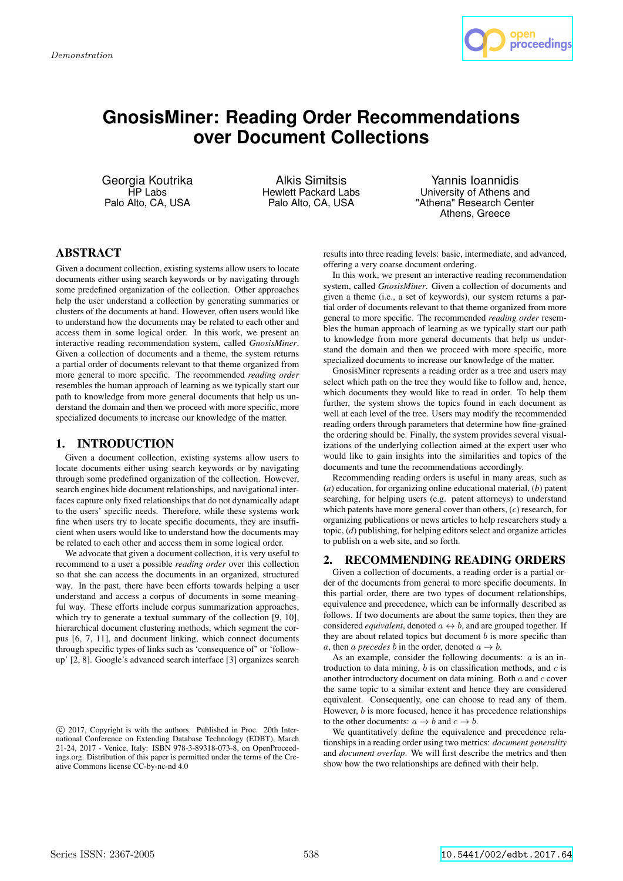Demonstration

# GnosisMiner: Reading Order Recommendations over Document Collections

Georgia Koutrika
HP Labs
Palo Alto, CA, USA

Alkis Simitsis
Hewlett Packard Labs
Palo Alto, CA, USA

Yannis Ioannidis
University of Athens and
"Athena" Research Center
Athens, Greece

## ABSTRACT

Given a document collection, existing systems allow users to locate documents either using search keywords or by navigating through some predefined organization of the collection. Other approaches help the user understand a collection by generating summaries or clusters of the documents at hand. However, often users would like to understand how the documents may be related to each other and access them in some logical order. In this work, we present an interactive reading recommendation system, called *GnosisMiner*. Given a collection of documents and a theme, the system returns a partial order of documents relevant to that theme organized from more general to more specific. The recommended *reading order* resembles the human approach of learning as we typically start our path to knowledge from more general documents that help us understand the domain and then we proceed with more specific, more specialized documents to increase our knowledge of the matter.

## 1. INTRODUCTION

Given a document collection, existing systems allow users to locate documents either using search keywords or by navigating through some predefined organization of the collection. However, search engines hide document relationships, and navigational interfaces capture only fixed relationships that do not dynamically adapt to the users' specific needs. Therefore, while these systems work fine when users try to locate specific documents, they are insufficient when users would like to understand how the documents may be related to each other and access them in some logical order.

We advocate that given a document collection, it is very useful to recommend to a user a possible *reading order* over this collection so that she can access the documents in an organized, structured way. In the past, there have been efforts towards helping a user understand and access a corpus of documents in some meaningful way. These efforts include corpus summarization approaches, which try to generate a textual summary of the collection [9, 10], hierarchical document clustering methods, which segment the corpus [6, 7, 11], and document linking, which connect documents through specific types of links such as 'consequence of' or 'follow-up' [2, 8]. Google's advanced search interface [3] organizes search results into three reading levels: basic, intermediate, and advanced, offering a very coarse document ordering.

In this work, we present an interactive reading recommendation system, called *GnosisMiner*. Given a collection of documents and given a theme (i.e., a set of keywords), our system returns a partial order of documents relevant to that theme organized from more general to more specific. The recommended *reading order* resembles the human approach of learning as we typically start our path to knowledge from more general documents that help us understand the domain and then we proceed with more specific, more specialized documents to increase our knowledge of the matter.

GnosisMiner represents a reading order as a tree and users may select which path on the tree they would like to follow and, hence, which documents they would like to read in order. To help them further, the system shows the topics found in each document as well at each level of the tree. Users may modify the recommended reading orders through parameters that determine how fine-grained the ordering should be. Finally, the system provides several visualizations of the underlying collection aimed at the expert user who would like to gain insights into the similarities and topics of the documents and tune the recommendations accordingly.

Recommending reading orders is useful in many areas, such as (*a*) education, for organizing online educational material, (*b*) patent searching, for helping users (e.g. patent attorneys) to understand which patents have more general cover than others, (*c*) research, for organizing publications or news articles to help researchers study a topic, (*d*) publishing, for helping editors select and organize articles to publish on a web site, and so forth.

## 2. RECOMMENDING READING ORDERS

Given a collection of documents, a reading order is a partial order of the documents from general to more specific documents. In this partial order, there are two types of document relationships, equivalence and precedence, which can be informally described as follows. If two documents are about the same topics, then they are considered *equivalent*, denoted $a \leftrightarrow b$, and are grouped together. If they are about related topics but document $b$ is more specific than $a$, then $a$ *precedes* $b$ in the order, denoted $a \rightarrow b$.

As an example, consider the following documents: $a$ is an introduction to data mining, $b$ is on classification methods, and $c$ is another introductory document on data mining. Both $a$ and $c$ cover the same topic to a similar extent and hence they are considered equivalent. Consequently, one can choose to read any of them. However, $b$ is more focused, hence it has precedence relationships to the other documents: $a \rightarrow b$ and $c \rightarrow b$.

We quantitatively define the equivalence and precedence relationships in a reading order using two metrics: *document generality* and *document overlap*. We will first describe the metrics and then show how the two relationships are defined with their help.

© 2017, Copyright is with the authors. Published in Proc. 20th International Conference on Extending Database Technology (EDBT), March 21-24, 2017 - Venice, Italy: ISBN 978-3-89318-073-8, on OpenProceedings.org. Distribution of this paper is permitted under the terms of the Creative Commons license CC-by-nc-nd 4.0

Series ISSN: 2367-2005

10.5441/002/edbt.2017.64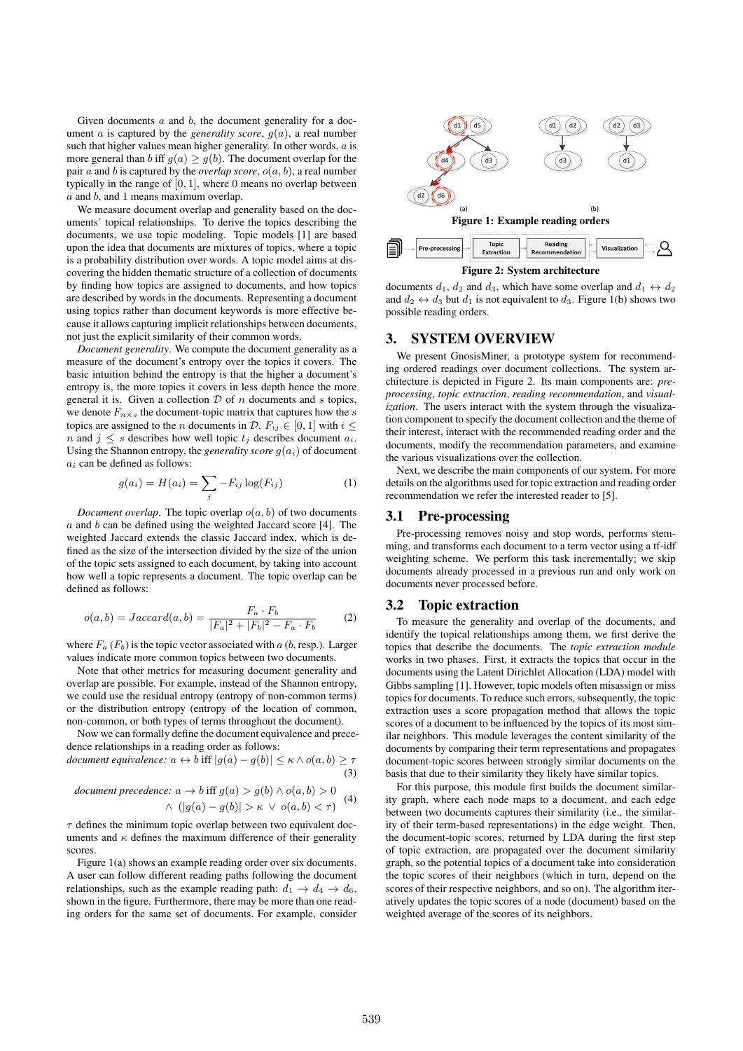Given documents $a$ and $b$, the document generality for a document $a$ is captured by the *generality score*, $g(a)$, a real number such that higher values mean higher generality. In other words, $a$ is more general than $b$ iff $g(a) \geq g(b)$. The document overlap for the pair $a$ and $b$ is captured by the *overlap score*, $o(a, b)$, a real number typically in the range of $[0, 1]$, where 0 means no overlap between $a$ and $b$, and 1 means maximum overlap.

We measure document overlap and generality based on the documents' topical relationships. To derive the topics describing the documents, we use topic modeling. Topic models [1] are based upon the idea that documents are mixtures of topics, where a topic is a probability distribution over words. A topic model aims at discovering the hidden thematic structure of a collection of documents by finding how topics are assigned to documents, and how topics are described by words in the documents. Representing a document using topics rather than document keywords is more effective because it allows capturing implicit relationships between documents, not just the explicit similarity of their common words.

*Document generality*. We compute the document generality as a measure of the document's entropy over the topics it covers. The basic intuition behind the entropy is that the higher a document's entropy is, the more topics it covers in less depth hence the more general it is. Given a collection $\mathcal{D}$ of $n$ documents and $s$ topics, we denote $F_{n \times s}$ the document-topic matrix that captures how the $s$ topics are assigned to the $n$ documents in $\mathcal{D}$. $F_{ij} \in [0, 1]$ with $i \leq n$ and $j \leq s$ describes how well topic $t_j$ describes document $a_i$. Using the Shannon entropy, the *generality score* $g(a_i)$ of document $a_i$ can be defined as follows:

$$g(a_i) = H(a_i) = \sum_j -F_{ij} \log(F_{ij}) \qquad (1)$$

*Document overlap*. The topic overlap $o(a, b)$ of two documents $a$ and $b$ can be defined using the weighted Jaccard score [4]. The weighted Jaccard extends the classic Jaccard index, which is defined as the size of the intersection divided by the size of the union of the topic sets assigned to each document, by taking into account how well a topic represents a document. The topic overlap can be defined as follows:

$$o(a, b) = Jaccard(a, b) = \frac{F_a \cdot F_b}{|F_a|^2 + |F_b|^2 - F_a \cdot F_b} \qquad (2)$$

where $F_a$ ($F_b$) is the topic vector associated with $a$ ($b$, resp.). Larger values indicate more common topics between two documents.

Note that other metrics for measuring document generality and overlap are possible. For example, instead of the Shannon entropy, we could use the residual entropy (entropy of non-common terms) or the distribution entropy (entropy of the location of common, non-common, or both types of terms throughout the document).

Now we can formally define the document equivalence and precedence relationships in a reading order as follows:

*document equivalence:* $a \leftrightarrow b$ iff $|g(a) - g(b)| \leq \kappa \wedge o(a, b) \geq \tau$ (3)

*document precedence:* $a \rightarrow b$ iff $g(a) > g(b) \wedge o(a, b) > 0$
$\wedge \ (|g(a) - g(b)| > \kappa \ \vee \ o(a, b) < \tau)$ (4)

$\tau$ defines the minimum topic overlap between two equivalent documents and $\kappa$ defines the maximum difference of their generality scores.

Figure 1(a) shows an example reading order over six documents. A user can follow different reading paths following the document relationships, such as the example reading path: $d_1 \rightarrow d_4 \rightarrow d_6$, shown in the figure. Furthermore, there may be more than one reading orders for the same set of documents. For example, consider documents $d_1$, $d_2$ and $d_3$, which have some overlap and $d_1 \leftrightarrow d_2$ and $d_2 \leftrightarrow d_3$ but $d_1$ is not equivalent to $d_3$. Figure 1(b) shows two possible reading orders.

**Figure 1: Example reading orders**

**Figure 2: System architecture**

## 3. SYSTEM OVERVIEW

We present GnosisMiner, a prototype system for recommending ordered readings over document collections. The system architecture is depicted in Figure 2. Its main components are: *pre-processing*, *topic extraction*, *reading recommendation*, and *visualization*. The users interact with the system through the visualization component to specify the document collection and the theme of their interest, interact with the recommended reading order and the documents, modify the recommendation parameters, and examine the various visualizations over the collection.

Next, we describe the main components of our system. For more details on the algorithms used for topic extraction and reading order recommendation we refer the interested reader to [5].

### 3.1 Pre-processing

Pre-processing removes noisy and stop words, performs stemming, and transforms each document to a term vector using a tf-idf weighting scheme. We perform this task incrementally; we skip documents already processed in a previous run and only work on documents never processed before.

### 3.2 Topic extraction

To measure the generality and overlap of the documents, and identify the topical relationships among them, we first derive the topics that describe the documents. The *topic extraction module* works in two phases. First, it extracts the topics that occur in the documents using the Latent Dirichlet Allocation (LDA) model with Gibbs sampling [1]. However, topic models often misassign or miss topics for documents. To reduce such errors, subsequently, the topic extraction uses a score propagation method that allows the topic scores of a document to be influenced by the topics of its most similar neighbors. This module leverages the content similarity of the documents by comparing their term representations and propagates document-topic scores between strongly similar documents on the basis that due to their similarity they likely have similar topics.

For this purpose, this module first builds the document similarity graph, where each node maps to a document, and each edge between two documents captures their similarity (i.e., the similarity of their term-based representations) in the edge weight. Then, the document-topic scores, returned by LDA during the first step of topic extraction, are propagated over the document similarity graph, so the potential topics of a document take into consideration the topic scores of their neighbors (which in turn, depend on the scores of their respective neighbors, and so on). The algorithm iteratively updates the topic scores of a node (document) based on the weighted average of the scores of its neighbors.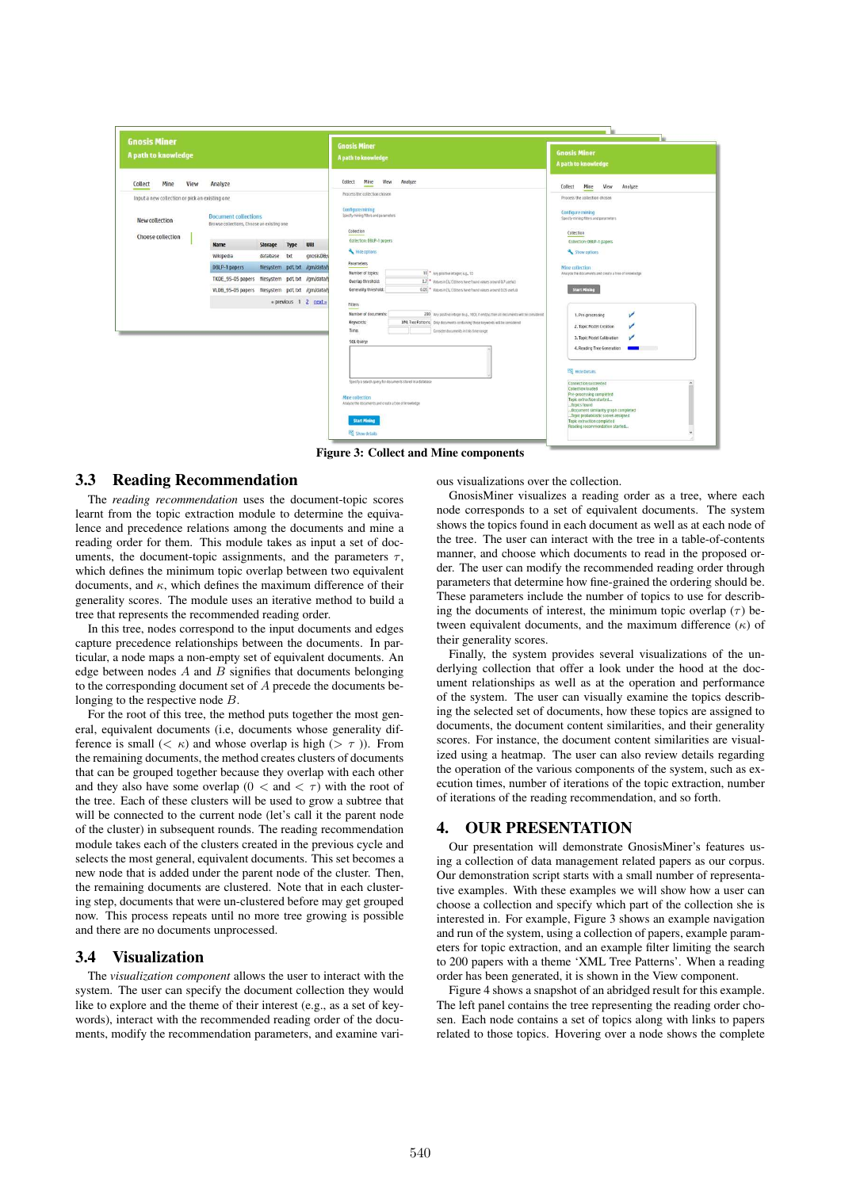Figure 3: Collect and Mine components

### 3.3 Reading Recommendation

The *reading recommendation* uses the document-topic scores learnt from the topic extraction module to determine the equivalence and precedence relations among the documents and mine a reading order for them. This module takes as input a set of documents, the document-topic assignments, and the parameters $\tau$, which defines the minimum topic overlap between two equivalent documents, and $\kappa$, which defines the maximum difference of their generality scores. The module uses an iterative method to build a tree that represents the recommended reading order.

In this tree, nodes correspond to the input documents and edges capture precedence relationships between the documents. In particular, a node maps a non-empty set of equivalent documents. An edge between nodes $A$ and $B$ signifies that documents belonging to the corresponding document set of $A$ precede the documents belonging to the respective node $B$.

For the root of this tree, the method puts together the most general, equivalent documents (i.e, documents whose generality difference is small ($< \kappa$) and whose overlap is high ($> \tau$)). From the remaining documents, the method creates clusters of documents that can be grouped together because they overlap with each other and they also have some overlap ($0 <$ and $< \tau$) with the root of the tree. Each of these clusters will be used to grow a subtree that will be connected to the current node (let's call it the parent node of the cluster) in subsequent rounds. The reading recommendation module takes each of the clusters created in the previous cycle and selects the most general, equivalent documents. This set becomes a new node that is added under the parent node of the cluster. Then, the remaining documents are clustered. Note that in each clustering step, documents that were un-clustered before may get grouped now. This process repeats until no more tree growing is possible and there are no documents unprocessed.

### 3.4 Visualization

The *visualization component* allows the user to interact with the system. The user can specify the document collection they would like to explore and the theme of their interest (e.g., as a set of keywords), interact with the recommended reading order of the documents, modify the recommendation parameters, and examine various visualizations over the collection.

GnosisMiner visualizes a reading order as a tree, where each node corresponds to a set of equivalent documents. The system shows the topics found in each document as well as at each node of the tree. The user can interact with the tree in a table-of-contents manner, and choose which documents to read in the proposed order. The user can modify the recommended reading order through parameters that determine how fine-grained the ordering should be. These parameters include the number of topics to use for describing the documents of interest, the minimum topic overlap ($\tau$) between equivalent documents, and the maximum difference ($\kappa$) of their generality scores.

Finally, the system provides several visualizations of the underlying collection that offer a look under the hood at the document relationships as well as at the operation and performance of the system. The user can visually examine the topics describing the selected set of documents, how these topics are assigned to documents, the document content similarities, and their generality scores. For instance, the document content similarities are visualized using a heatmap. The user can also review details regarding the operation of the various components of the system, such as execution times, number of iterations of the topic extraction, number of iterations of the reading recommendation, and so forth.

## 4. OUR PRESENTATION

Our presentation will demonstrate GnosisMiner's features using a collection of data management related papers as our corpus. Our demonstration script starts with a small number of representative examples. With these examples we will show how a user can choose a collection and specify which part of the collection she is interested in. For example, Figure 3 shows an example navigation and run of the system, using a collection of papers, example parameters for topic extraction, and an example filter limiting the search to 200 papers with a theme 'XML Tree Patterns'. When a reading order has been generated, it is shown in the View component.

Figure 4 shows a snapshot of an abridged result for this example. The left panel contains the tree representing the reading order chosen. Each node contains a set of topics along with links to papers related to those topics. Hovering over a node shows the complete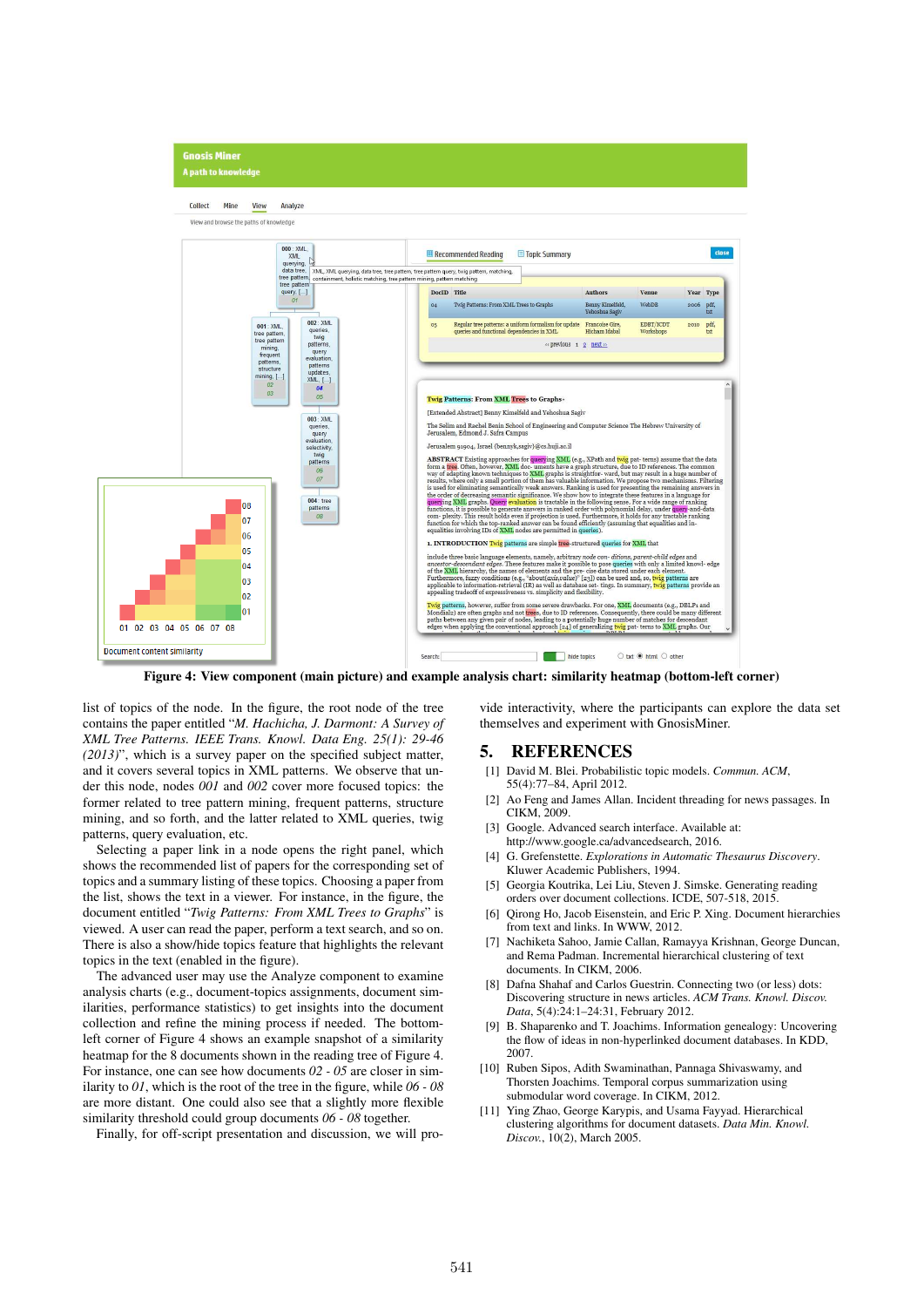Figure 4: View component (main picture) and example analysis chart: similarity heatmap (bottom-left corner)

list of topics of the node. In the figure, the root node of the tree contains the paper entitled "*M. Hachicha, J. Darmont: A Survey of XML Tree Patterns. IEEE Trans. Knowl. Data Eng. 25(1): 29-46 (2013)*", which is a survey paper on the specified subject matter, and it covers several topics in XML patterns. We observe that under this node, nodes *001* and *002* cover more focused topics: the former related to tree pattern mining, frequent patterns, structure mining, and so forth, and the latter related to XML queries, twig patterns, query evaluation, etc.

Selecting a paper link in a node opens the right panel, which shows the recommended list of papers for the corresponding set of topics and a summary listing of these topics. Choosing a paper from the list, shows the text in a viewer. For instance, in the figure, the document entitled "*Twig Patterns: From XML Trees to Graphs*" is viewed. A user can read the paper, perform a text search, and so on. There is also a show/hide topics feature that highlights the relevant topics in the text (enabled in the figure).

The advanced user may use the Analyze component to examine analysis charts (e.g., document-topics assignments, document similarities, performance statistics) to get insights into the document collection and refine the mining process if needed. The bottom-left corner of Figure 4 shows an example snapshot of a similarity heatmap for the 8 documents shown in the reading tree of Figure 4. For instance, one can see how documents *02* - *05* are closer in similarity to *01*, which is the root of the tree in the figure, while *06* - *08* are more distant. One could also see that a slightly more flexible similarity threshold could group documents *06* - *08* together.

Finally, for off-script presentation and discussion, we will provide interactivity, where the participants can explore the data set themselves and experiment with GnosisMiner.

## 5. REFERENCES

[1] David M. Blei. Probabilistic topic models. *Commun. ACM*, 55(4):77–84, April 2012.

[2] Ao Feng and James Allan. Incident threading for news passages. In CIKM, 2009.

[3] Google. Advanced search interface. Available at: http://www.google.ca/advancedsearch, 2016.

[4] G. Grefenstette. *Explorations in Automatic Thesaurus Discovery*. Kluwer Academic Publishers, 1994.

[5] Georgia Koutrika, Lei Liu, Steven J. Simske. Generating reading orders over document collections. ICDE, 507-518, 2015.

[6] Qirong Ho, Jacob Eisenstein, and Eric P. Xing. Document hierarchies from text and links. In WWW, 2012.

[7] Nachiketa Sahoo, Jamie Callan, Ramayya Krishnan, George Duncan, and Rema Padman. Incremental hierarchical clustering of text documents. In CIKM, 2006.

[8] Dafna Shahaf and Carlos Guestrin. Connecting two (or less) dots: Discovering structure in news articles. *ACM Trans. Knowl. Discov. Data*, 5(4):24:1–24:31, February 2012.

[9] B. Shaparenko and T. Joachims. Information genealogy: Uncovering the flow of ideas in non-hyperlinked document databases. In KDD, 2007.

[10] Ruben Sipos, Adith Swaminathan, Pannaga Shivaswamy, and Thorsten Joachims. Temporal corpus summarization using submodular word coverage. In CIKM, 2012.

[11] Ying Zhao, George Karypis, and Usama Fayyad. Hierarchical clustering algorithms for document datasets. *Data Min. Knowl. Discov.*, 10(2), March 2005.